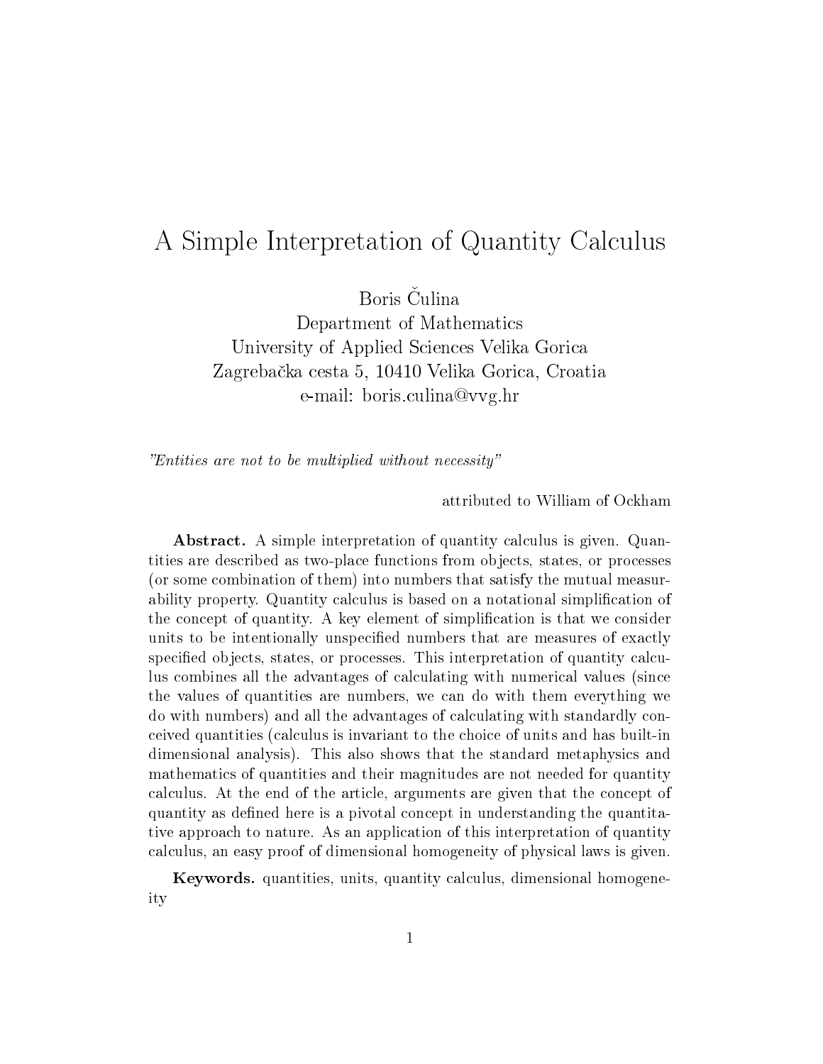# A Simple Interpretation of Quantity Calculus

Boris Čulina
Department of Mathematics
University of Applied Sciences Velika Gorica
Zagrebačka cesta 5, 10410 Velika Gorica, Croatia
e-mail: boris.culina@vvg.hr

*"Entities are not to be multiplied without necessity"*

attributed to William of Ockham

**Abstract.** A simple interpretation of quantity calculus is given. Quantities are described as two-place functions from objects, states, or processes (or some combination of them) into numbers that satisfy the mutual measurability property. Quantity calculus is based on a notational simplification of the concept of quantity. A key element of simplification is that we consider units to be intentionally unspecified numbers that are measures of exactly specified objects, states, or processes. This interpretation of quantity calculus combines all the advantages of calculating with numerical values (since the values of quantities are numbers, we can do with them everything we do with numbers) and all the advantages of calculating with standardly conceived quantities (calculus is invariant to the choice of units and has built-in dimensional analysis). This also shows that the standard metaphysics and mathematics of quantities and their magnitudes are not needed for quantity calculus. At the end of the article, arguments are given that the concept of quantity as defined here is a pivotal concept in understanding the quantitative approach to nature. As an application of this interpretation of quantity calculus, an easy proof of dimensional homogeneity of physical laws is given.

**Keywords.** quantities, units, quantity calculus, dimensional homogeneity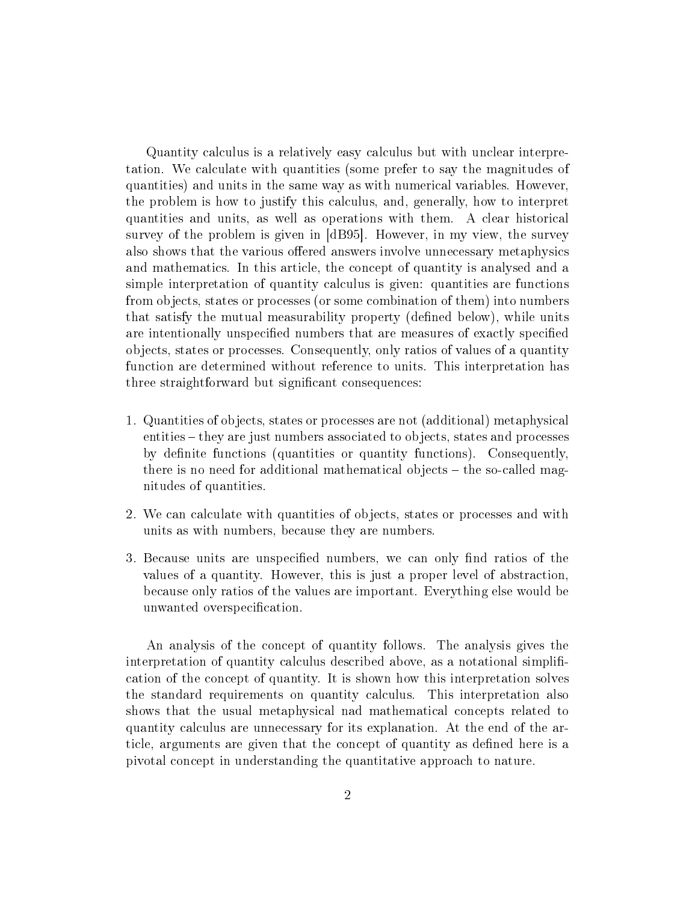Quantity calculus is a relatively easy calculus but with unclear interpretation. We calculate with quantities (some prefer to say the magnitudes of quantities) and units in the same way as with numerical variables. However, the problem is how to justify this calculus, and, generally, how to interpret quantities and units, as well as operations with them. A clear historical survey of the problem is given in [dB95]. However, in my view, the survey also shows that the various offered answers involve unnecessary metaphysics and mathematics. In this article, the concept of quantity is analysed and a simple interpretation of quantity calculus is given: quantities are functions from objects, states or processes (or some combination of them) into numbers that satisfy the mutual measurability property (defined below), while units are intentionally unspecified numbers that are measures of exactly specified objects, states or processes. Consequently, only ratios of values of a quantity function are determined without reference to units. This interpretation has three straightforward but significant consequences:

1. Quantities of objects, states or processes are not (additional) metaphysical entities – they are just numbers associated to objects, states and processes by definite functions (quantities or quantity functions). Consequently, there is no need for additional mathematical objects – the so-called magnitudes of quantities.
2. We can calculate with quantities of objects, states or processes and with units as with numbers, because they are numbers.
3. Because units are unspecified numbers, we can only find ratios of the values of a quantity. However, this is just a proper level of abstraction, because only ratios of the values are important. Everything else would be unwanted overspecification.

An analysis of the concept of quantity follows. The analysis gives the interpretation of quantity calculus described above, as a notational simplification of the concept of quantity. It is shown how this interpretation solves the standard requirements on quantity calculus. This interpretation also shows that the usual metaphysical nad mathematical concepts related to quantity calculus are unnecessary for its explanation. At the end of the article, arguments are given that the concept of quantity as defined here is a pivotal concept in understanding the quantitative approach to nature.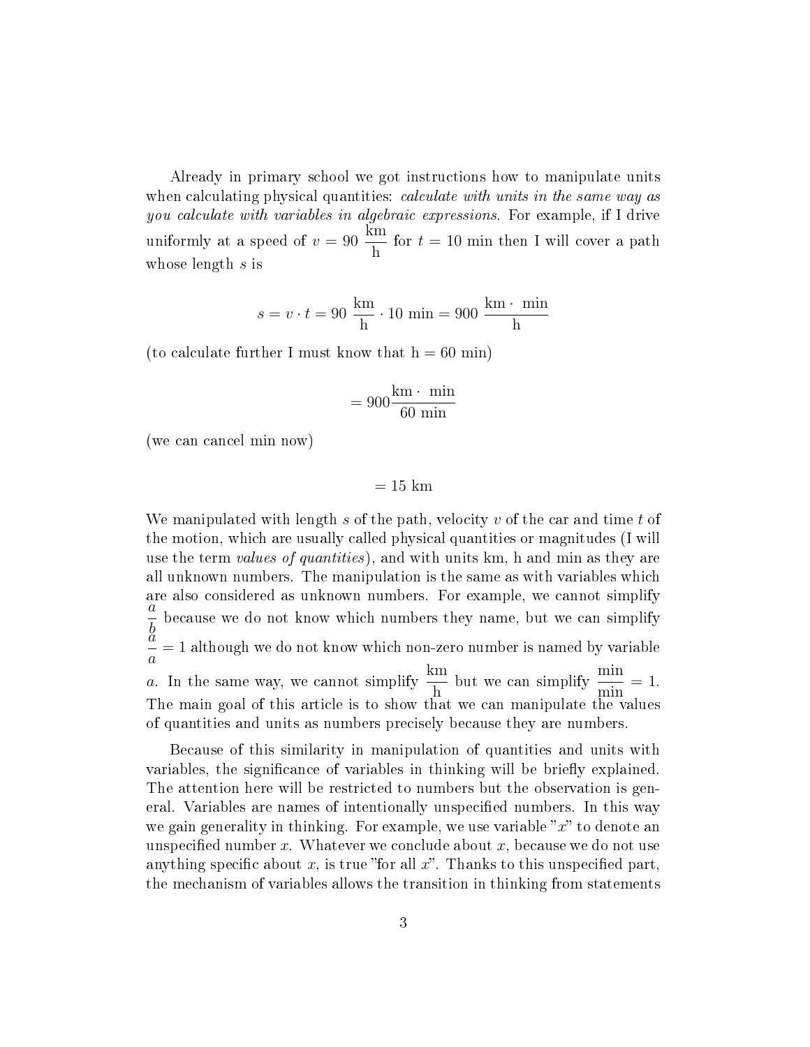Already in primary school we got instructions how to manipulate units when calculating physical quantities: *calculate with units in the same way as you calculate with variables in algebraic expressions*. For example, if I drive uniformly at a speed of $v = 90\ \dfrac{\text{km}}{\text{h}}$ for $t = 10$ min then I will cover a path whose length $s$ is

$$s = v \cdot t = 90\ \frac{\text{km}}{\text{h}} \cdot 10\ \text{min} = 900\ \frac{\text{km} \cdot\ \text{min}}{\text{h}}$$

(to calculate further I must know that h = 60 min)

$$= 900 \frac{\text{km} \cdot\ \text{min}}{60\ \text{min}}$$

(we can cancel min now)

$$= 15\ \text{km}$$

We manipulated with length $s$ of the path, velocity $v$ of the car and time $t$ of the motion, which are usually called physical quantities or magnitudes (I will use the term *values of quantities*), and with units km, h and min as they are all unknown numbers. The manipulation is the same as with variables which are also considered as unknown numbers. For example, we cannot simplify $\dfrac{a}{b}$ because we do not know which numbers they name, but we can simplify $\dfrac{a}{a} = 1$ although we do not know which non-zero number is named by variable $a$. In the same way, we cannot simplify $\dfrac{\text{km}}{\text{h}}$ but we can simplify $\dfrac{\text{min}}{\text{min}} = 1$. The main goal of this article is to show that we can manipulate the values of quantities and units as numbers precisely because they are numbers.

Because of this similarity in manipulation of quantities and units with variables, the significance of variables in thinking will be briefly explained. The attention here will be restricted to numbers but the observation is general. Variables are names of intentionally unspecified numbers. In this way we gain generality in thinking. For example, we use variable "$x$" to denote an unspecified number $x$. Whatever we conclude about $x$, because we do not use anything specific about $x$, is true "for all $x$". Thanks to this unspecified part, the mechanism of variables allows the transition in thinking from statements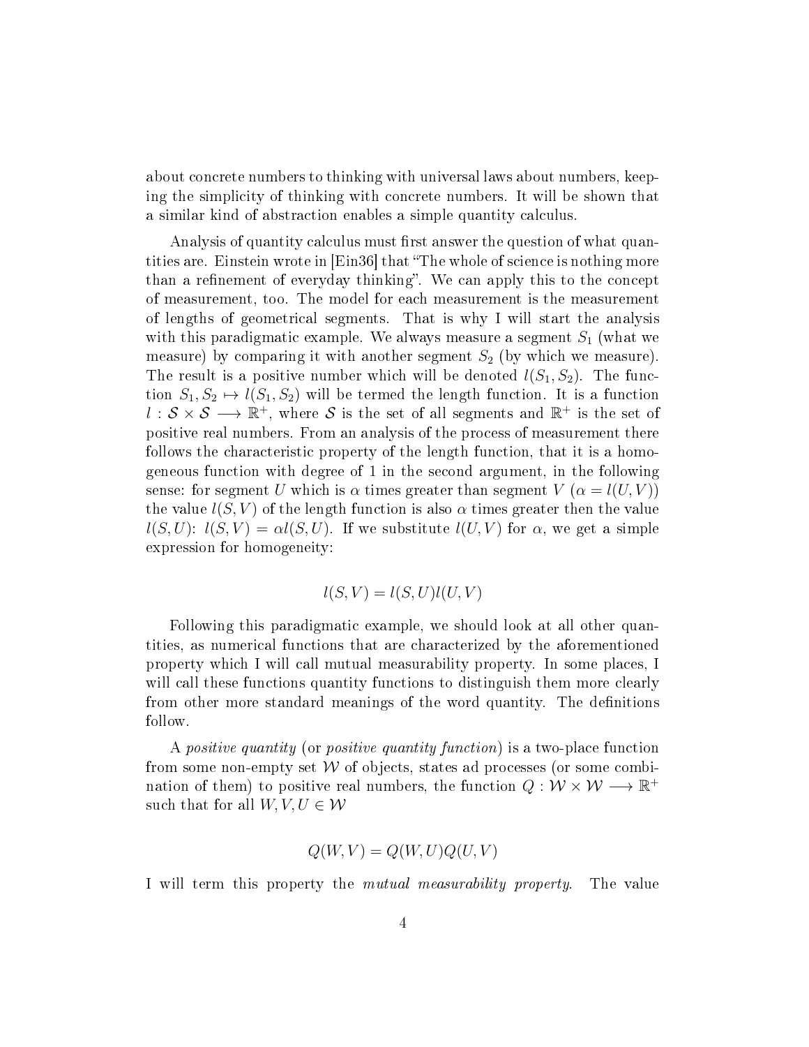about concrete numbers to thinking with universal laws about numbers, keeping the simplicity of thinking with concrete numbers. It will be shown that a similar kind of abstraction enables a simple quantity calculus.

Analysis of quantity calculus must first answer the question of what quantities are. Einstein wrote in [Ein36] that "The whole of science is nothing more than a refinement of everyday thinking". We can apply this to the concept of measurement, too. The model for each measurement is the measurement of lengths of geometrical segments. That is why I will start the analysis with this paradigmatic example. We always measure a segment $S_1$ (what we measure) by comparing it with another segment $S_2$ (by which we measure). The result is a positive number which will be denoted $l(S_1, S_2)$. The function $S_1, S_2 \mapsto l(S_1, S_2)$ will be termed the length function. It is a function $l : \mathcal{S} \times \mathcal{S} \longrightarrow \mathbb{R}^+$, where $\mathcal{S}$ is the set of all segments and $\mathbb{R}^+$ is the set of positive real numbers. From an analysis of the process of measurement there follows the characteristic property of the length function, that it is a homogeneous function with degree of 1 in the second argument, in the following sense: for segment $U$ which is $\alpha$ times greater than segment $V$ ($\alpha = l(U, V)$) the value $l(S, V)$ of the length function is also $\alpha$ times greater then the value $l(S, U)$: $l(S, V) = \alpha l(S, U)$. If we substitute $l(U, V)$ for $\alpha$, we get a simple expression for homogeneity:

$$l(S, V) = l(S, U)l(U, V)$$

Following this paradigmatic example, we should look at all other quantities, as numerical functions that are characterized by the aforementioned property which I will call mutual measurability property. In some places, I will call these functions quantity functions to distinguish them more clearly from other more standard meanings of the word quantity. The definitions follow.

A *positive quantity* (or *positive quantity function*) is a two-place function from some non-empty set $\mathcal{W}$ of objects, states ad processes (or some combination of them) to positive real numbers, the function $Q : \mathcal{W} \times \mathcal{W} \longrightarrow \mathbb{R}^+$ such that for all $W, V, U \in \mathcal{W}$

$$Q(W, V) = Q(W, U)Q(U, V)$$

I will term this property the *mutual measurability property*. The value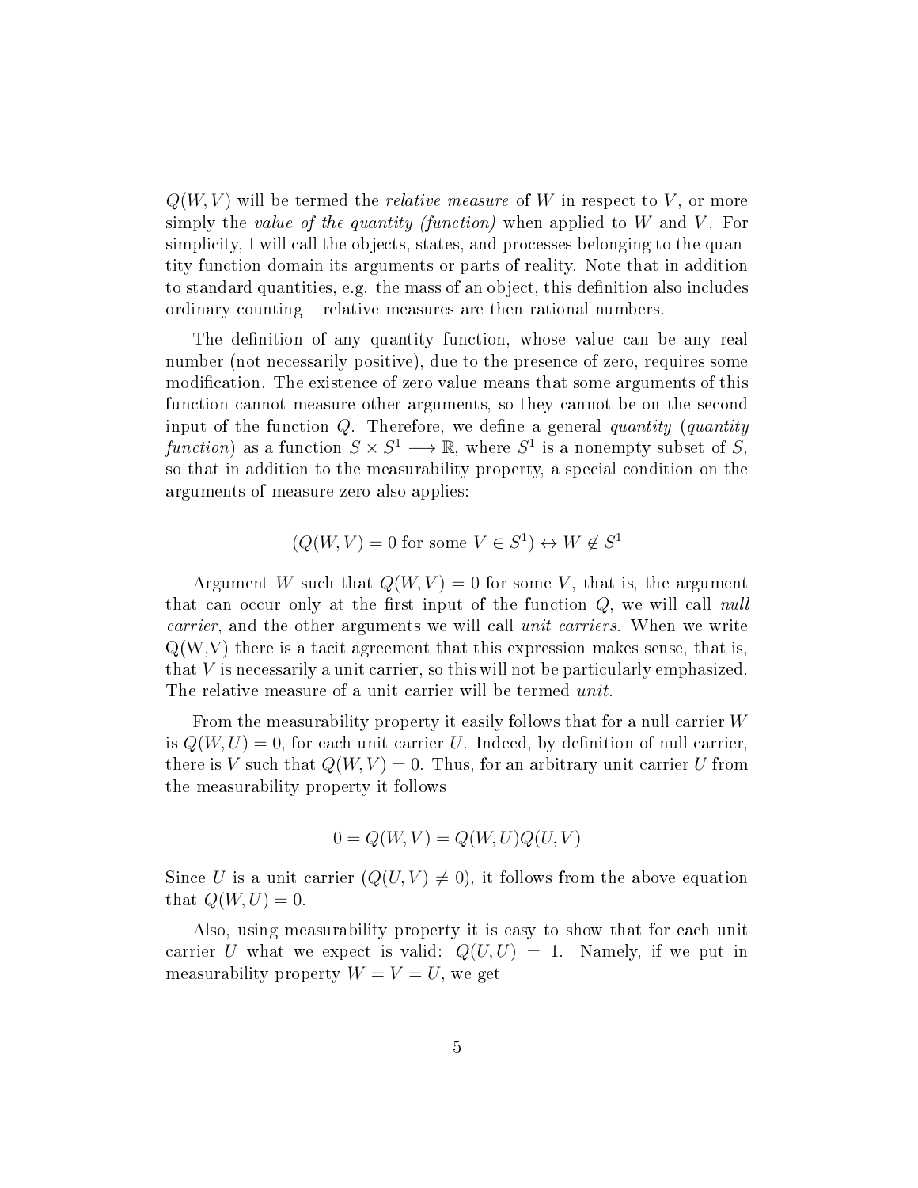$Q(W,V)$ will be termed the *relative measure* of $W$ in respect to $V$, or more simply the *value of the quantity (function)* when applied to $W$ and $V$. For simplicity, I will call the objects, states, and processes belonging to the quantity function domain its arguments or parts of reality. Note that in addition to standard quantities, e.g. the mass of an object, this definition also includes ordinary counting – relative measures are then rational numbers.

The definition of any quantity function, whose value can be any real number (not necessarily positive), due to the presence of zero, requires some modification. The existence of zero value means that some arguments of this function cannot measure other arguments, so they cannot be on the second input of the function $Q$. Therefore, we define a general *quantity* (*quantity function*) as a function $S \times S^1 \longrightarrow \mathbb{R}$, where $S^1$ is a nonempty subset of $S$, so that in addition to the measurability property, a special condition on the arguments of measure zero also applies:

$$(Q(W,V) = 0 \text{ for some } V \in S^1) \leftrightarrow W \notin S^1$$

Argument $W$ such that $Q(W,V) = 0$ for some $V$, that is, the argument that can occur only at the first input of the function $Q$, we will call *null carrier*, and the other arguments we will call *unit carriers*. When we write Q(W,V) there is a tacit agreement that this expression makes sense, that is, that $V$ is necessarily a unit carrier, so this will not be particularly emphasized. The relative measure of a unit carrier will be termed *unit*.

From the measurability property it easily follows that for a null carrier $W$ is $Q(W,U) = 0$, for each unit carrier $U$. Indeed, by definition of null carrier, there is $V$ such that $Q(W,V) = 0$. Thus, for an arbitrary unit carrier $U$ from the measurability property it follows

$$0 = Q(W,V) = Q(W,U)Q(U,V)$$

Since $U$ is a unit carrier ($Q(U,V) \neq 0$), it follows from the above equation that $Q(W,U) = 0$.

Also, using measurability property it is easy to show that for each unit carrier $U$ what we expect is valid: $Q(U,U) = 1$. Namely, if we put in measurability property $W = V = U$, we get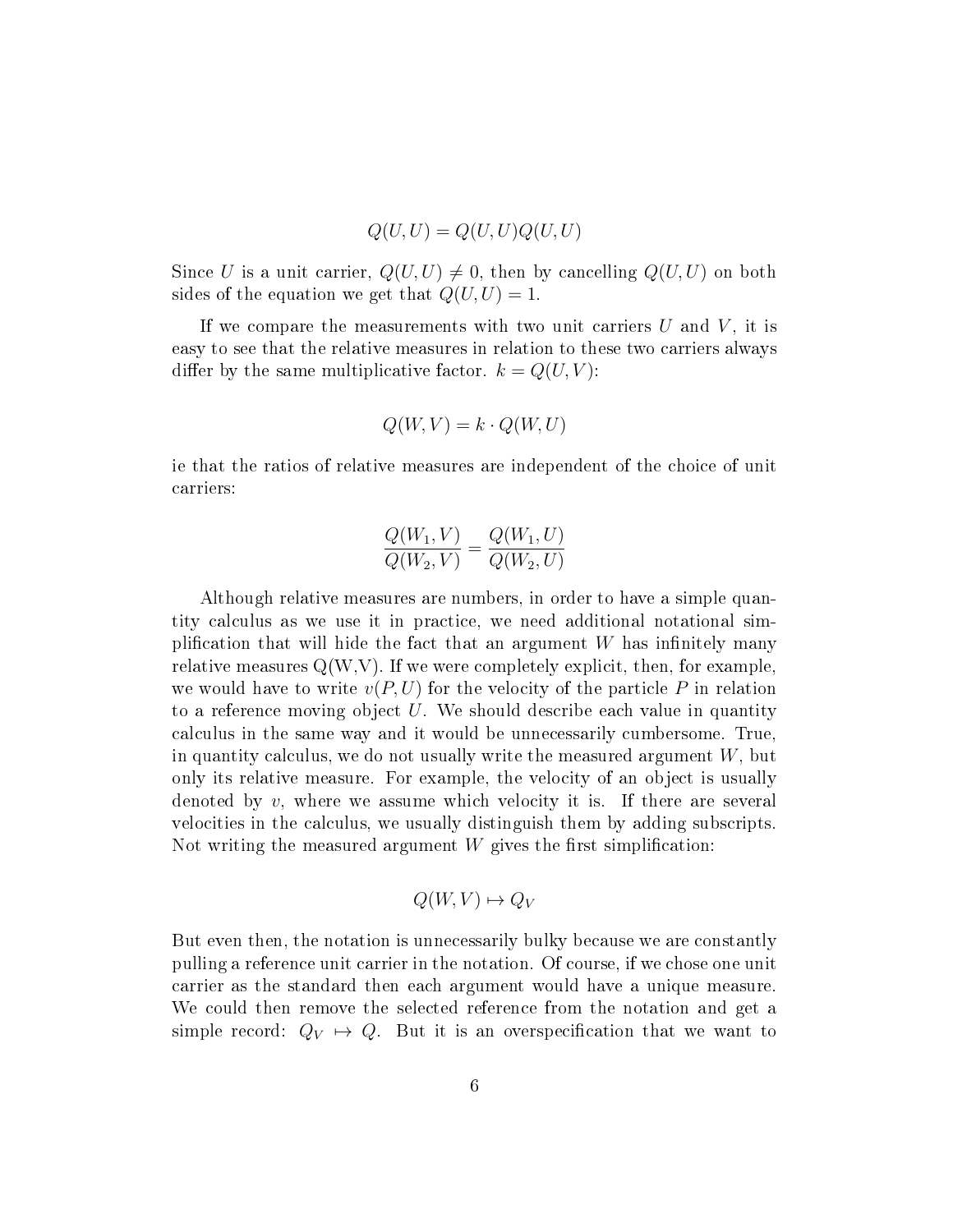$$Q(U,U) = Q(U,U)Q(U,U)$$

Since $U$ is a unit carrier, $Q(U,U) \neq 0$, then by cancelling $Q(U,U)$ on both sides of the equation we get that $Q(U,U) = 1$.

If we compare the measurements with two unit carriers $U$ and $V$, it is easy to see that the relative measures in relation to these two carriers always differ by the same multiplicative factor. $k = Q(U,V)$:

$$Q(W,V) = k \cdot Q(W,U)$$

ie that the ratios of relative measures are independent of the choice of unit carriers:

$$\frac{Q(W_1,V)}{Q(W_2,V)} = \frac{Q(W_1,U)}{Q(W_2,U)}$$

Although relative measures are numbers, in order to have a simple quantity calculus as we use it in practice, we need additional notational simplification that will hide the fact that an argument $W$ has infinitely many relative measures Q(W,V). If we were completely explicit, then, for example, we would have to write $v(P,U)$ for the velocity of the particle $P$ in relation to a reference moving object $U$. We should describe each value in quantity calculus in the same way and it would be unnecessarily cumbersome. True, in quantity calculus, we do not usually write the measured argument $W$, but only its relative measure. For example, the velocity of an object is usually denoted by $v$, where we assume which velocity it is. If there are several velocities in the calculus, we usually distinguish them by adding subscripts. Not writing the measured argument $W$ gives the first simplification:

$$Q(W,V) \mapsto Q_V$$

But even then, the notation is unnecessarily bulky because we are constantly pulling a reference unit carrier in the notation. Of course, if we chose one unit carrier as the standard then each argument would have a unique measure. We could then remove the selected reference from the notation and get a simple record: $Q_V \mapsto Q$. But it is an overspecification that we want to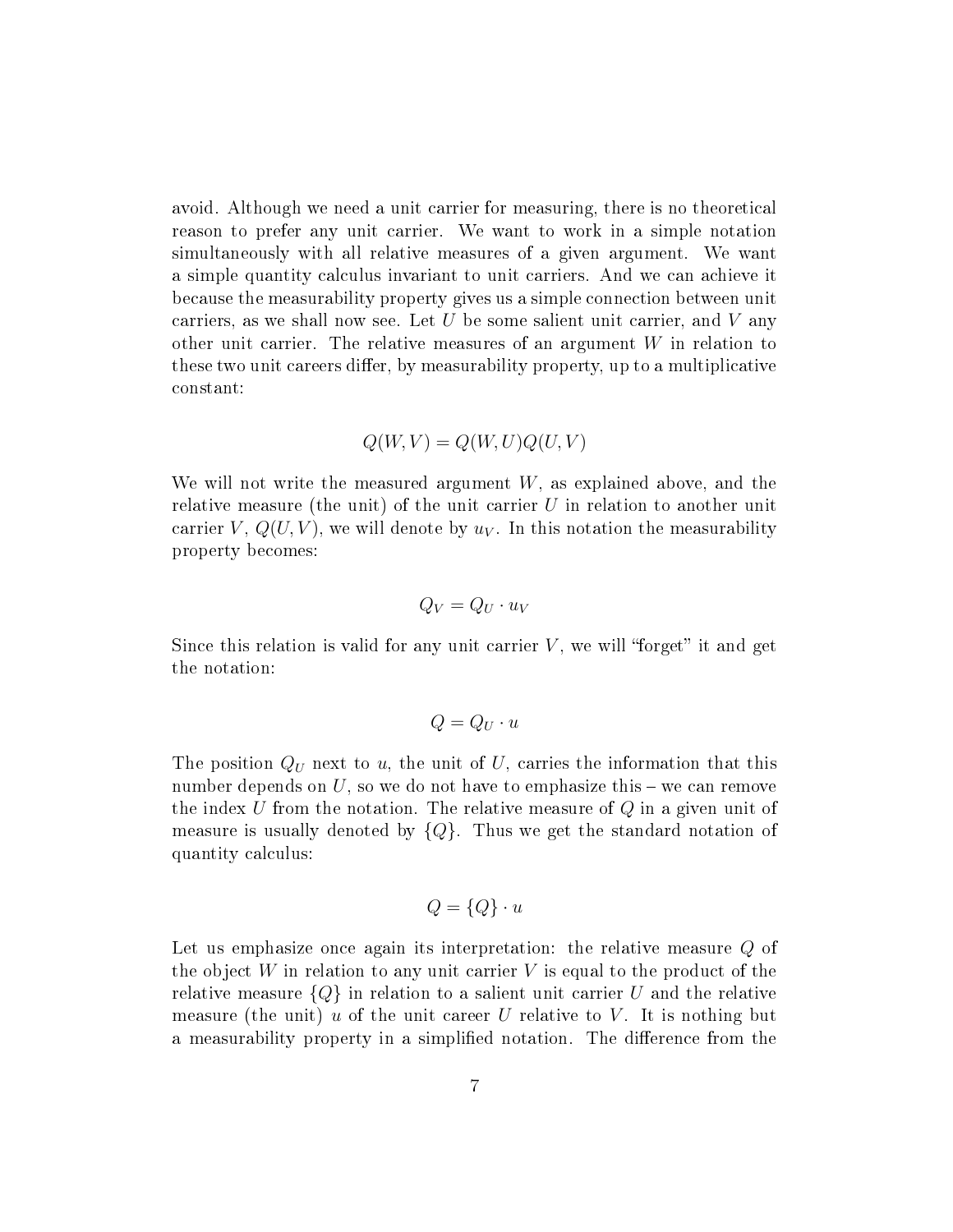avoid. Although we need a unit carrier for measuring, there is no theoretical reason to prefer any unit carrier. We want to work in a simple notation simultaneously with all relative measures of a given argument. We want a simple quantity calculus invariant to unit carriers. And we can achieve it because the measurability property gives us a simple connection between unit carriers, as we shall now see. Let $U$ be some salient unit carrier, and $V$ any other unit carrier. The relative measures of an argument $W$ in relation to these two unit careers differ, by measurability property, up to a multiplicative constant:

$$Q(W,V) = Q(W,U)Q(U,V)$$

We will not write the measured argument $W$, as explained above, and the relative measure (the unit) of the unit carrier $U$ in relation to another unit carrier $V$, $Q(U,V)$, we will denote by $u_V$. In this notation the measurability property becomes:

$$Q_V = Q_U \cdot u_V$$

Since this relation is valid for any unit carrier $V$, we will "forget" it and get the notation:

$$Q = Q_U \cdot u$$

The position $Q_U$ next to $u$, the unit of $U$, carries the information that this number depends on $U$, so we do not have to emphasize this – we can remove the index $U$ from the notation. The relative measure of $Q$ in a given unit of measure is usually denoted by $\{Q\}$. Thus we get the standard notation of quantity calculus:

$$Q = \{Q\} \cdot u$$

Let us emphasize once again its interpretation: the relative measure $Q$ of the object $W$ in relation to any unit carrier $V$ is equal to the product of the relative measure $\{Q\}$ in relation to a salient unit carrier $U$ and the relative measure (the unit) $u$ of the unit career $U$ relative to $V$. It is nothing but a measurability property in a simplified notation. The difference from the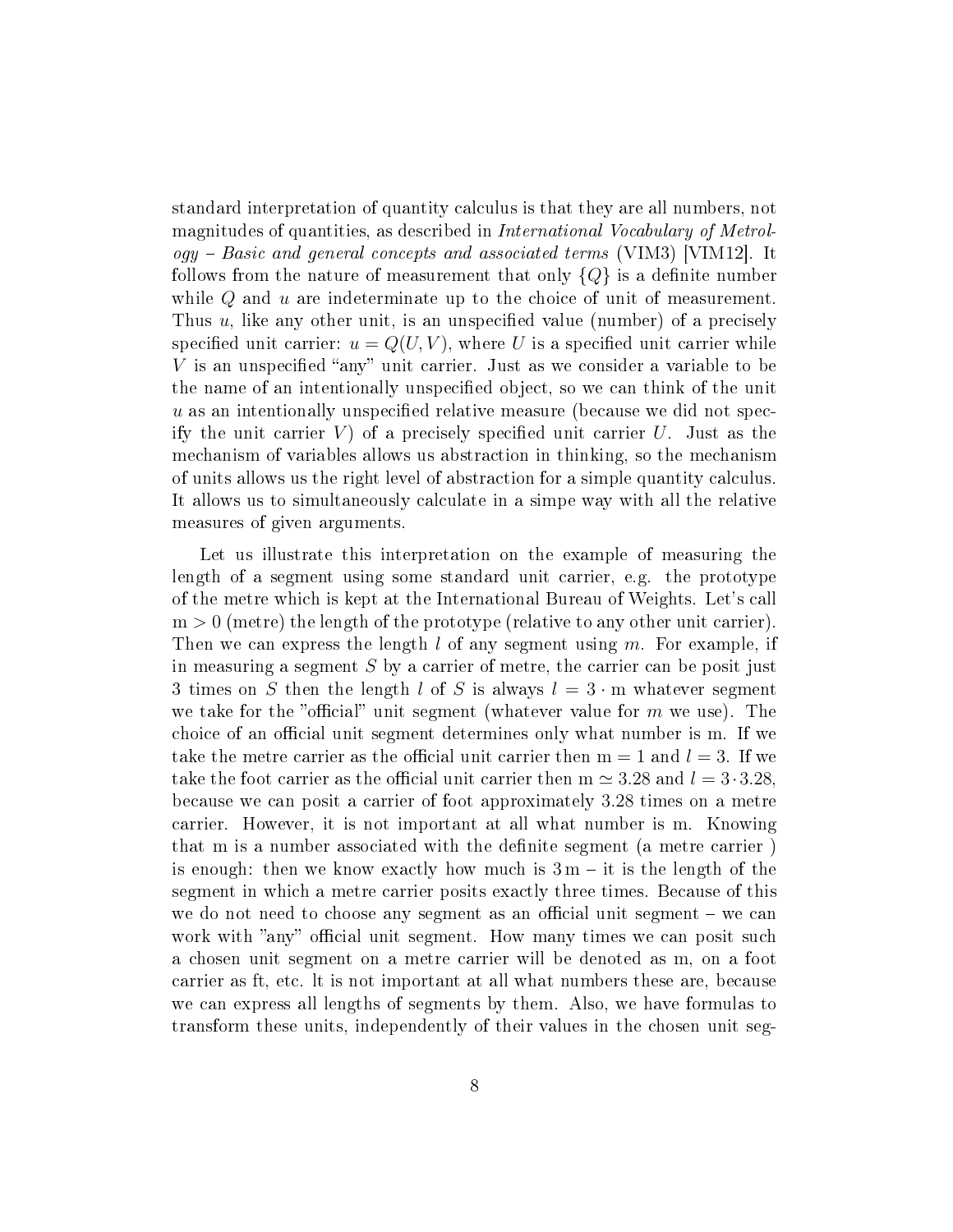standard interpretation of quantity calculus is that they are all numbers, not magnitudes of quantities, as described in *International Vocabulary of Metrology – Basic and general concepts and associated terms* (VIM3) [VIM12]. It follows from the nature of measurement that only $\{Q\}$ is a definite number while $Q$ and $u$ are indeterminate up to the choice of unit of measurement. Thus $u$, like any other unit, is an unspecified value (number) of a precisely specified unit carrier: $u = Q(U, V)$, where $U$ is a specified unit carrier while $V$ is an unspecified "any" unit carrier. Just as we consider a variable to be the name of an intentionally unspecified object, so we can think of the unit $u$ as an intentionally unspecified relative measure (because we did not specify the unit carrier $V$) of a precisely specified unit carrier $U$. Just as the mechanism of variables allows us abstraction in thinking, so the mechanism of units allows us the right level of abstraction for a simple quantity calculus. It allows us to simultaneously calculate in a simpe way with all the relative measures of given arguments.

Let us illustrate this interpretation on the example of measuring the length of a segment using some standard unit carrier, e.g. the prototype of the metre which is kept at the International Bureau of Weights. Let's call $\mathrm{m} > 0$ (metre) the length of the prototype (relative to any other unit carrier). Then we can express the length $l$ of any segment using $m$. For example, if in measuring a segment $S$ by a carrier of metre, the carrier can be posit just 3 times on $S$ then the length $l$ of $S$ is always $l = 3 \cdot \mathrm{m}$ whatever segment we take for the "official" unit segment (whatever value for $m$ we use). The choice of an official unit segment determines only what number is m. If we take the metre carrier as the official unit carrier then $\mathrm{m} = 1$ and $l = 3$. If we take the foot carrier as the official unit carrier then $\mathrm{m} \simeq 3.28$ and $l = 3 \cdot 3.28$, because we can posit a carrier of foot approximately 3.28 times on a metre carrier. However, it is not important at all what number is m. Knowing that m is a number associated with the definite segment (a metre carrier ) is enough: then we know exactly how much is $3\,\mathrm{m}$ – it is the length of the segment in which a metre carrier posits exactly three times. Because of this we do not need to choose any segment as an official unit segment – we can work with "any" official unit segment. How many times we can posit such a chosen unit segment on a metre carrier will be denoted as m, on a foot carrier as ft, etc. lt is not important at all what numbers these are, because we can express all lengths of segments by them. Also, we have formulas to transform these units, independently of their values in the chosen unit seg-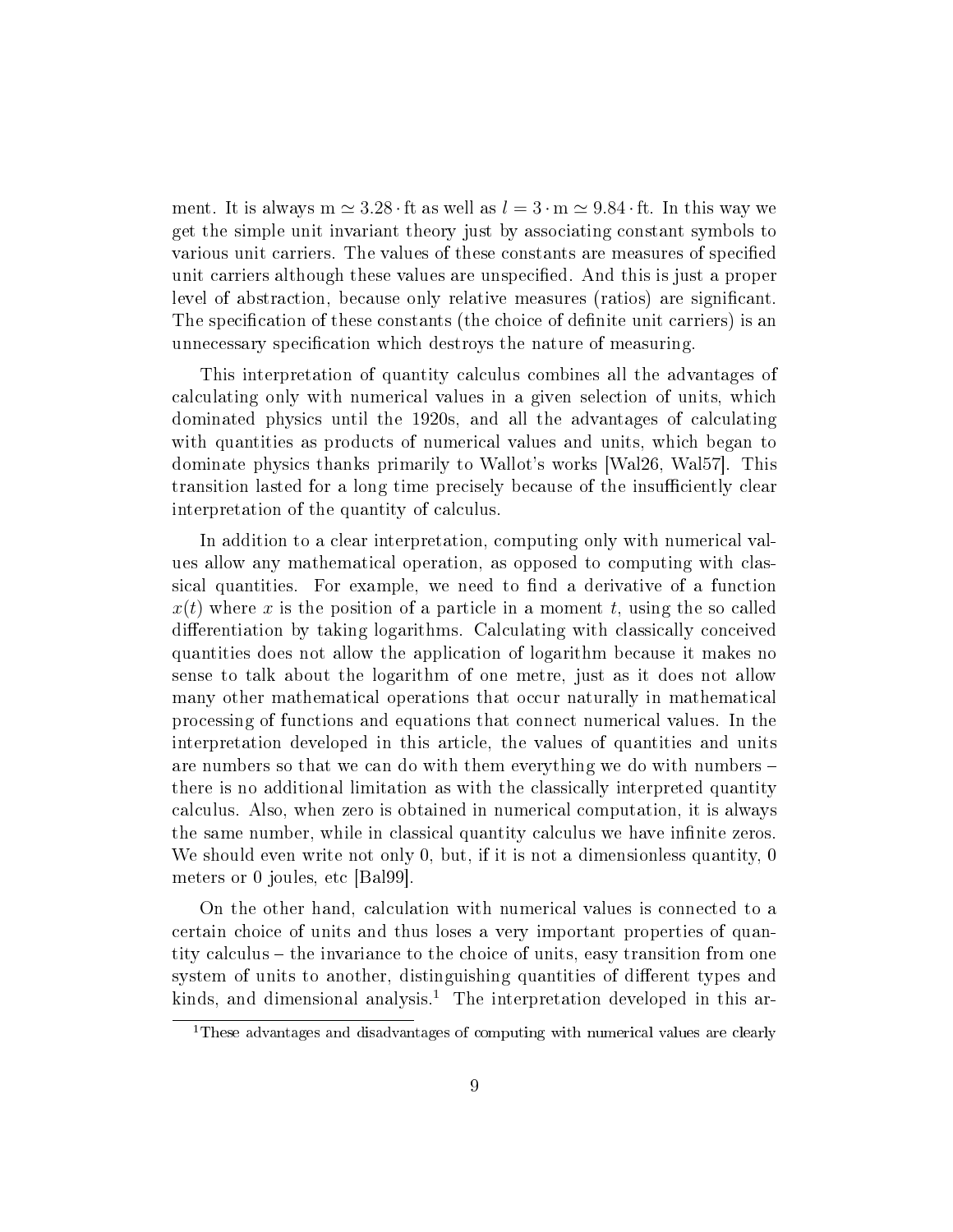ment. It is always $\mathrm{m} \simeq 3.28 \cdot \mathrm{ft}$ as well as $l = 3 \cdot \mathrm{m} \simeq 9.84 \cdot \mathrm{ft}$. In this way we get the simple unit invariant theory just by associating constant symbols to various unit carriers. The values of these constants are measures of specified unit carriers although these values are unspecified. And this is just a proper level of abstraction, because only relative measures (ratios) are significant. The specification of these constants (the choice of definite unit carriers) is an unnecessary specification which destroys the nature of measuring.

This interpretation of quantity calculus combines all the advantages of calculating only with numerical values in a given selection of units, which dominated physics until the 1920s, and all the advantages of calculating with quantities as products of numerical values and units, which began to dominate physics thanks primarily to Wallot's works [Wal26, Wal57]. This transition lasted for a long time precisely because of the insufficiently clear interpretation of the quantity of calculus.

In addition to a clear interpretation, computing only with numerical values allow any mathematical operation, as opposed to computing with classical quantities. For example, we need to find a derivative of a function $x(t)$ where $x$ is the position of a particle in a moment $t$, using the so called differentiation by taking logarithms. Calculating with classically conceived quantities does not allow the application of logarithm because it makes no sense to talk about the logarithm of one metre, just as it does not allow many other mathematical operations that occur naturally in mathematical processing of functions and equations that connect numerical values. In the interpretation developed in this article, the values of quantities and units are numbers so that we can do with them everything we do with numbers – there is no additional limitation as with the classically interpreted quantity calculus. Also, when zero is obtained in numerical computation, it is always the same number, while in classical quantity calculus we have infinite zeros. We should even write not only 0, but, if it is not a dimensionless quantity, 0 meters or 0 joules, etc [Bal99].

On the other hand, calculation with numerical values is connected to a certain choice of units and thus loses a very important properties of quantity calculus – the invariance to the choice of units, easy transition from one system of units to another, distinguishing quantities of different types and kinds, and dimensional analysis.[1] The interpretation developed in this ar-

[1]These advantages and disadvantages of computing with numerical values are clearly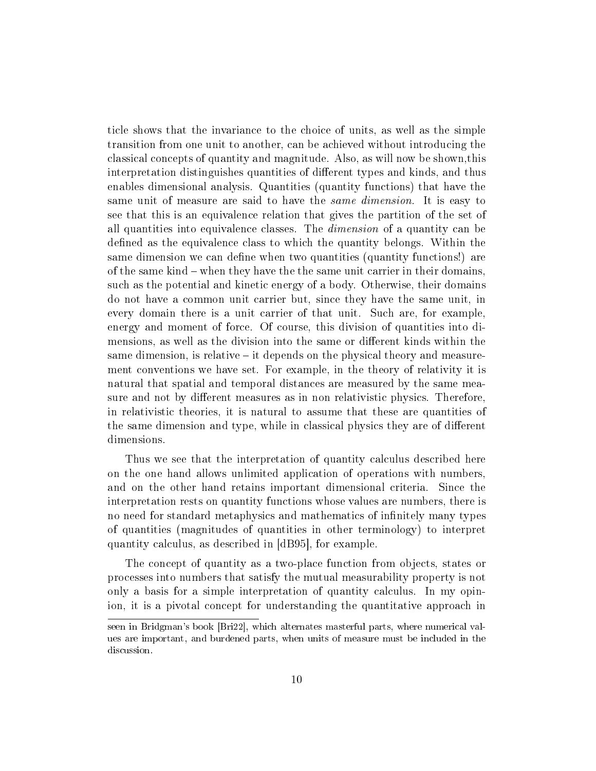ticle shows that the invariance to the choice of units, as well as the simple transition from one unit to another, can be achieved without introducing the classical concepts of quantity and magnitude. Also, as will now be shown,this interpretation distinguishes quantities of different types and kinds, and thus enables dimensional analysis. Quantities (quantity functions) that have the same unit of measure are said to have the *same dimension*. It is easy to see that this is an equivalence relation that gives the partition of the set of all quantities into equivalence classes. The *dimension* of a quantity can be defined as the equivalence class to which the quantity belongs. Within the same dimension we can define when two quantities (quantity functions!) are of the same kind – when they have the the same unit carrier in their domains, such as the potential and kinetic energy of a body. Otherwise, their domains do not have a common unit carrier but, since they have the same unit, in every domain there is a unit carrier of that unit. Such are, for example, energy and moment of force. Of course, this division of quantities into dimensions, as well as the division into the same or different kinds within the same dimension, is relative – it depends on the physical theory and measurement conventions we have set. For example, in the theory of relativity it is natural that spatial and temporal distances are measured by the same measure and not by different measures as in non relativistic physics. Therefore, in relativistic theories, it is natural to assume that these are quantities of the same dimension and type, while in classical physics they are of different dimensions.

Thus we see that the interpretation of quantity calculus described here on the one hand allows unlimited application of operations with numbers, and on the other hand retains important dimensional criteria. Since the interpretation rests on quantity functions whose values are numbers, there is no need for standard metaphysics and mathematics of infinitely many types of quantities (magnitudes of quantities in other terminology) to interpret quantity calculus, as described in [dB95], for example.

The concept of quantity as a two-place function from objects, states or processes into numbers that satisfy the mutual measurability property is not only a basis for a simple interpretation of quantity calculus. In my opinion, it is a pivotal concept for understanding the quantitative approach in

---

seen in Bridgman's book [Bri22], which alternates masterful parts, where numerical values are important, and burdened parts, when units of measure must be included in the discussion.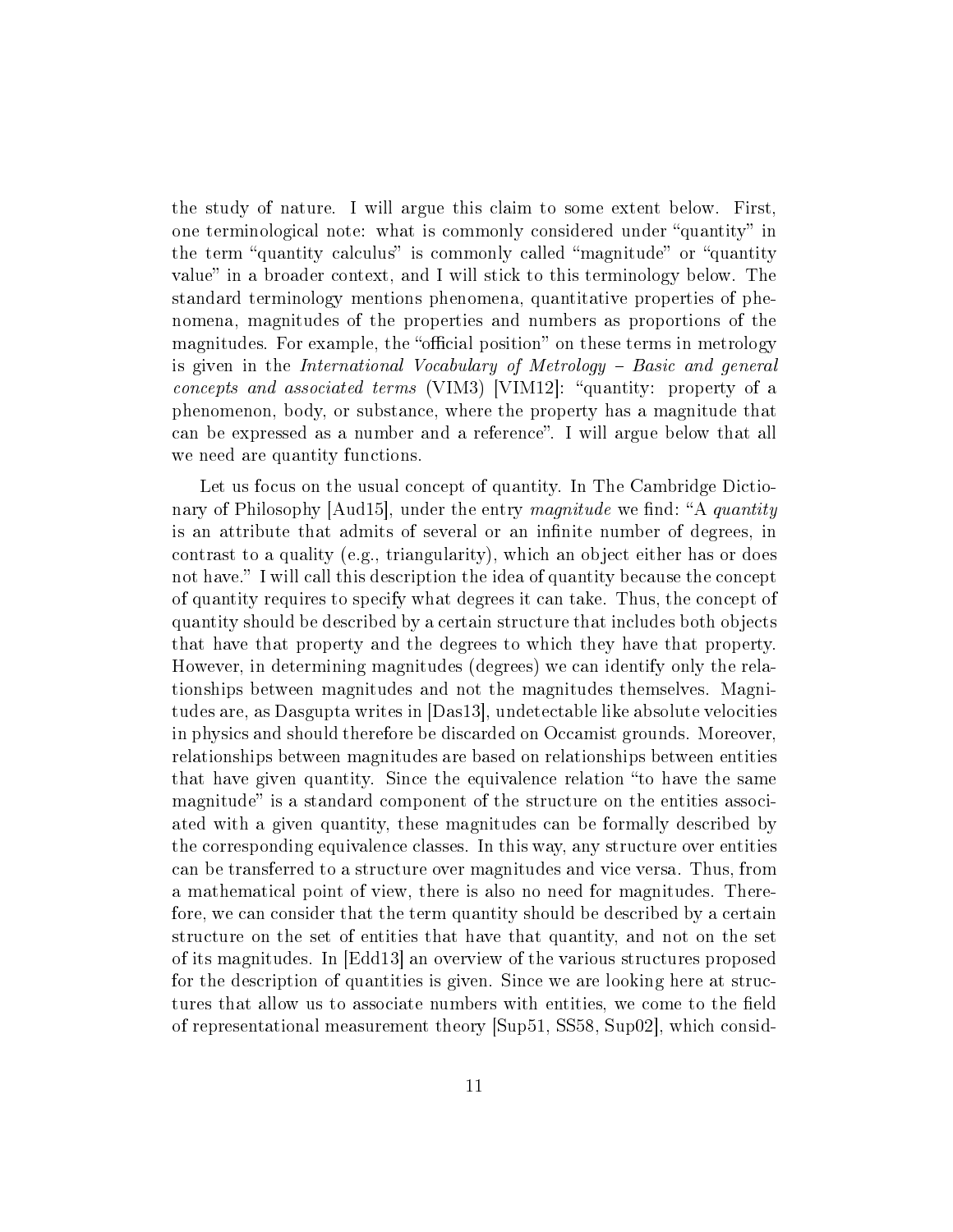the study of nature. I will argue this claim to some extent below. First, one terminological note: what is commonly considered under "quantity" in the term "quantity calculus" is commonly called "magnitude" or "quantity value" in a broader context, and I will stick to this terminology below. The standard terminology mentions phenomena, quantitative properties of phenomena, magnitudes of the properties and numbers as proportions of the magnitudes. For example, the "official position" on these terms in metrology is given in the *International Vocabulary of Metrology – Basic and general concepts and associated terms* (VIM3) [VIM12]: "quantity: property of a phenomenon, body, or substance, where the property has a magnitude that can be expressed as a number and a reference". I will argue below that all we need are quantity functions.

Let us focus on the usual concept of quantity. In The Cambridge Dictionary of Philosophy [Aud15], under the entry *magnitude* we find: "A *quantity* is an attribute that admits of several or an infinite number of degrees, in contrast to a quality (e.g., triangularity), which an object either has or does not have." I will call this description the idea of quantity because the concept of quantity requires to specify what degrees it can take. Thus, the concept of quantity should be described by a certain structure that includes both objects that have that property and the degrees to which they have that property. However, in determining magnitudes (degrees) we can identify only the relationships between magnitudes and not the magnitudes themselves. Magnitudes are, as Dasgupta writes in [Das13], undetectable like absolute velocities in physics and should therefore be discarded on Occamist grounds. Moreover, relationships between magnitudes are based on relationships between entities that have given quantity. Since the equivalence relation "to have the same magnitude" is a standard component of the structure on the entities associated with a given quantity, these magnitudes can be formally described by the corresponding equivalence classes. In this way, any structure over entities can be transferred to a structure over magnitudes and vice versa. Thus, from a mathematical point of view, there is also no need for magnitudes. Therefore, we can consider that the term quantity should be described by a certain structure on the set of entities that have that quantity, and not on the set of its magnitudes. In [Edd13] an overview of the various structures proposed for the description of quantities is given. Since we are looking here at structures that allow us to associate numbers with entities, we come to the field of representational measurement theory [Sup51, SS58, Sup02], which consid-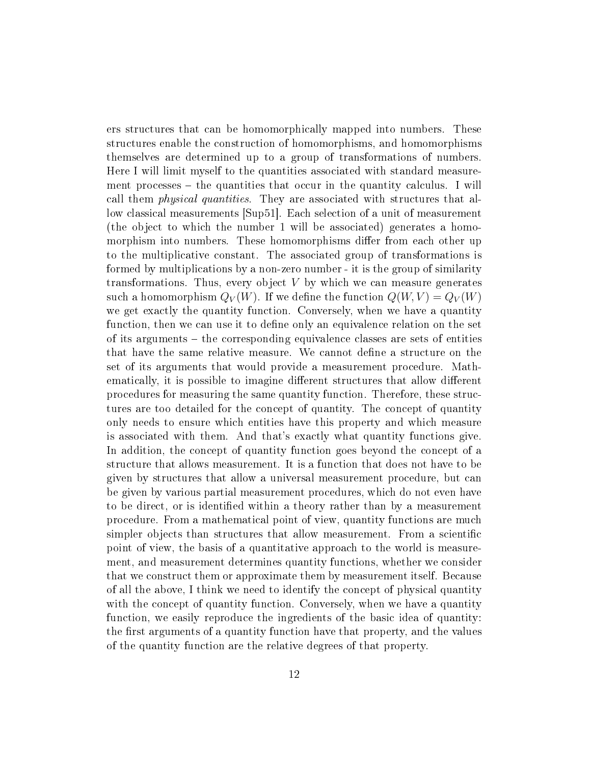ers structures that can be homomorphically mapped into numbers. These structures enable the construction of homomorphisms, and homomorphisms themselves are determined up to a group of transformations of numbers. Here I will limit myself to the quantities associated with standard measurement processes – the quantities that occur in the quantity calculus. I will call them *physical quantities*. They are associated with structures that allow classical measurements [Sup51]. Each selection of a unit of measurement (the object to which the number 1 will be associated) generates a homomorphism into numbers. These homomorphisms differ from each other up to the multiplicative constant. The associated group of transformations is formed by multiplications by a non-zero number - it is the group of similarity transformations. Thus, every object $V$ by which we can measure generates such a homomorphism $Q_V(W)$. If we define the function $Q(W, V) = Q_V(W)$ we get exactly the quantity function. Conversely, when we have a quantity function, then we can use it to define only an equivalence relation on the set of its arguments – the corresponding equivalence classes are sets of entities that have the same relative measure. We cannot define a structure on the set of its arguments that would provide a measurement procedure. Mathematically, it is possible to imagine different structures that allow different procedures for measuring the same quantity function. Therefore, these structures are too detailed for the concept of quantity. The concept of quantity only needs to ensure which entities have this property and which measure is associated with them. And that's exactly what quantity functions give. In addition, the concept of quantity function goes beyond the concept of a structure that allows measurement. It is a function that does not have to be given by structures that allow a universal measurement procedure, but can be given by various partial measurement procedures, which do not even have to be direct, or is identified within a theory rather than by a measurement procedure. From a mathematical point of view, quantity functions are much simpler objects than structures that allow measurement. From a scientific point of view, the basis of a quantitative approach to the world is measurement, and measurement determines quantity functions, whether we consider that we construct them or approximate them by measurement itself. Because of all the above, I think we need to identify the concept of physical quantity with the concept of quantity function. Conversely, when we have a quantity function, we easily reproduce the ingredients of the basic idea of quantity: the first arguments of a quantity function have that property, and the values of the quantity function are the relative degrees of that property.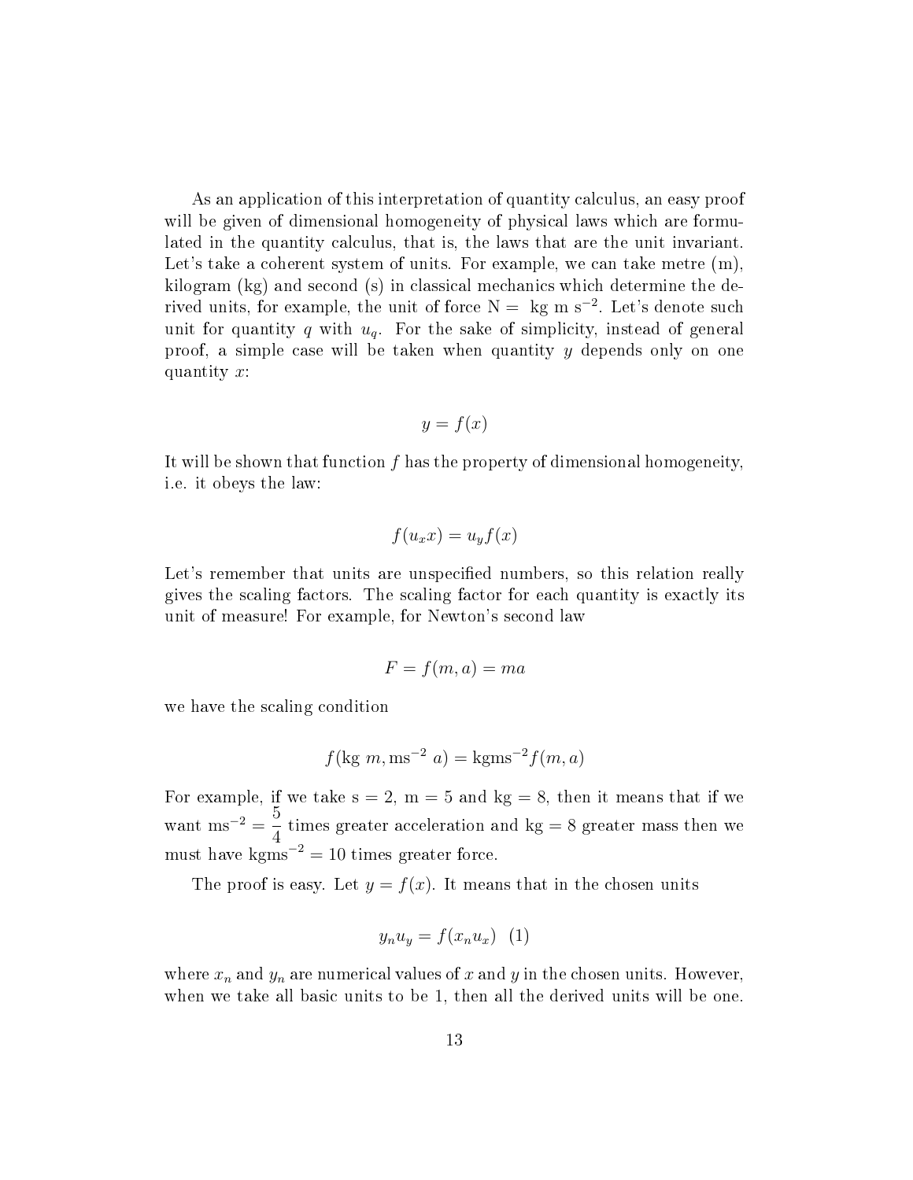As an application of this interpretation of quantity calculus, an easy proof will be given of dimensional homogeneity of physical laws which are formulated in the quantity calculus, that is, the laws that are the unit invariant. Let's take a coherent system of units. For example, we can take metre (m), kilogram (kg) and second (s) in classical mechanics which determine the derived units, for example, the unit of force $\mathrm{N} = \mathrm{kg\ m\ s^{-2}}$. Let's denote such unit for quantity $q$ with $u_q$. For the sake of simplicity, instead of general proof, a simple case will be taken when quantity $y$ depends only on one quantity $x$:

$$y = f(x)$$

It will be shown that function $f$ has the property of dimensional homogeneity, i.e. it obeys the law:

$$f(u_x x) = u_y f(x)$$

Let's remember that units are unspecified numbers, so this relation really gives the scaling factors. The scaling factor for each quantity is exactly its unit of measure! For example, for Newton's second law

$$F = f(m, a) = ma$$

we have the scaling condition

$$f(\mathrm{kg}\ m, \mathrm{ms^{-2}}\ a) = \mathrm{kgms^{-2}} f(m, a)$$

For example, if we take $\mathrm{s} = 2$, $\mathrm{m} = 5$ and $\mathrm{kg} = 8$, then it means that if we want $\mathrm{ms^{-2}} = \dfrac{5}{4}$ times greater acceleration and $\mathrm{kg} = 8$ greater mass then we must have $\mathrm{kgms^{-2}} = 10$ times greater force.

The proof is easy. Let $y = f(x)$. It means that in the chosen units

$$y_n u_y = f(x_n u_x) \quad (1)$$

where $x_n$ and $y_n$ are numerical values of $x$ and $y$ in the chosen units. However, when we take all basic units to be 1, then all the derived units will be one.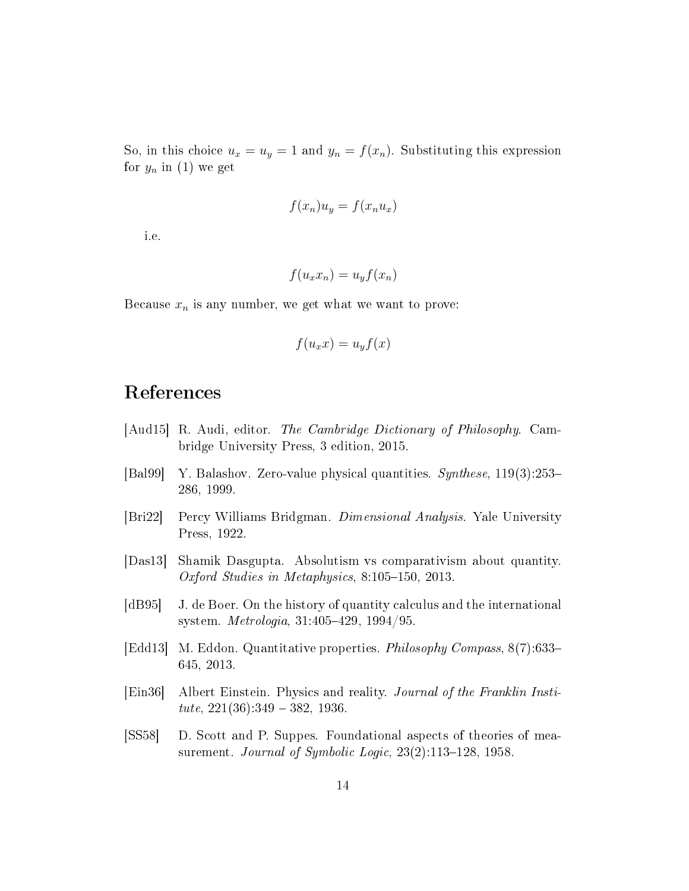So, in this choice $u_x = u_y = 1$ and $y_n = f(x_n)$. Substituting this expression for $y_n$ in (1) we get

$$f(x_n)u_y = f(x_n u_x)$$

i.e.

$$f(u_x x_n) = u_y f(x_n)$$

Because $x_n$ is any number, we get what we want to prove:

$$f(u_x x) = u_y f(x)$$

# References

[Aud15] R. Audi, editor. *The Cambridge Dictionary of Philosophy*. Cambridge University Press, 3 edition, 2015.

[Bal99] Y. Balashov. Zero-value physical quantities. *Synthese*, 119(3):253–286, 1999.

[Bri22] Percy Williams Bridgman. *Dimensional Analysis*. Yale University Press, 1922.

[Das13] Shamik Dasgupta. Absolutism vs comparativism about quantity. *Oxford Studies in Metaphysics*, 8:105–150, 2013.

[dB95] J. de Boer. On the history of quantity calculus and the international system. *Metrologia*, 31:405–429, 1994/95.

[Edd13] M. Eddon. Quantitative properties. *Philosophy Compass*, 8(7):633–645, 2013.

[Ein36] Albert Einstein. Physics and reality. *Journal of the Franklin Institute*, 221(36):349 – 382, 1936.

[SS58] D. Scott and P. Suppes. Foundational aspects of theories of measurement. *Journal of Symbolic Logic*, 23(2):113–128, 1958.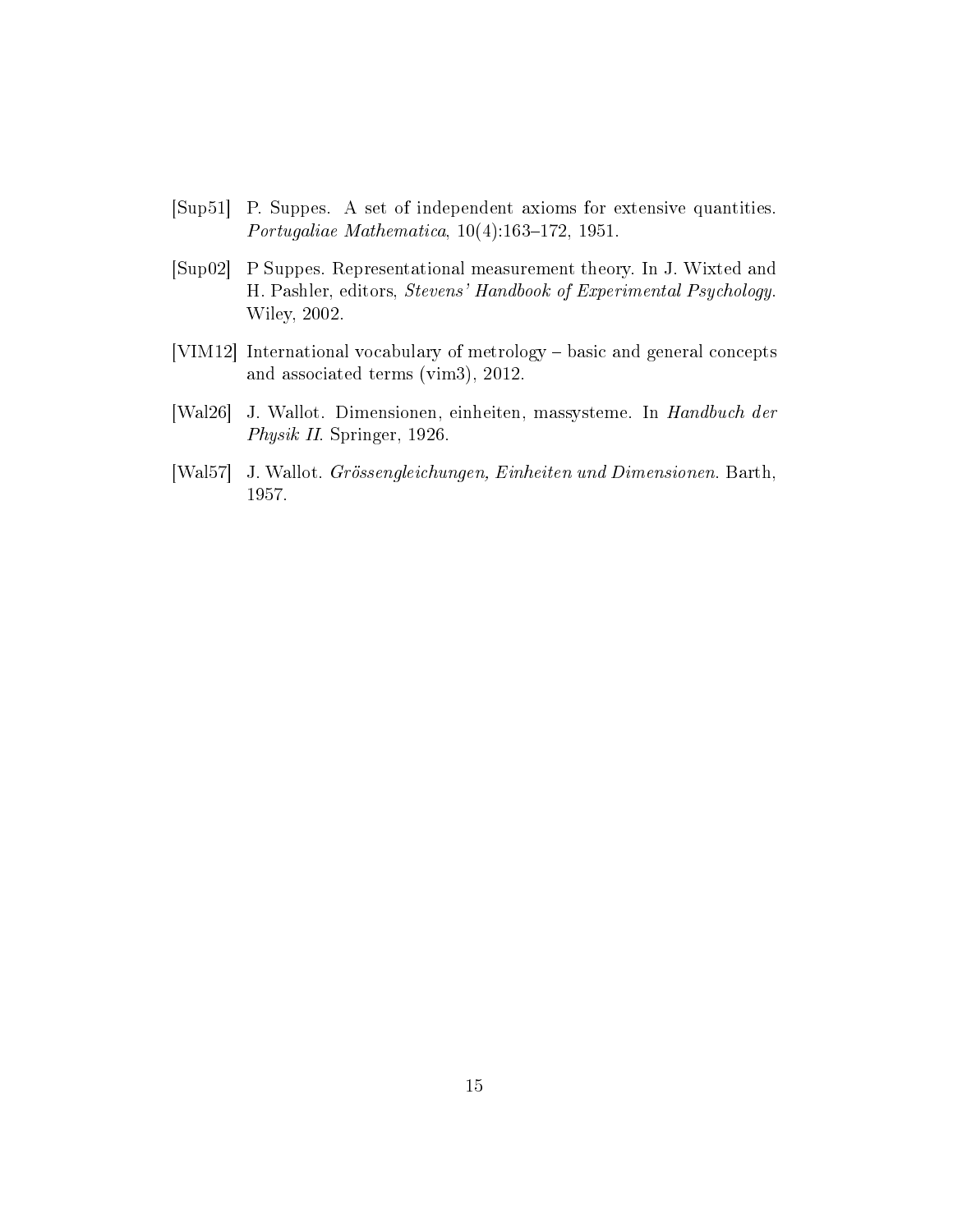[Sup51] P. Suppes. A set of independent axioms for extensive quantities. *Portugaliae Mathematica*, 10(4):163–172, 1951.

[Sup02] P Suppes. Representational measurement theory. In J. Wixted and H. Pashler, editors, *Stevens' Handbook of Experimental Psychology*. Wiley, 2002.

[VIM12] International vocabulary of metrology – basic and general concepts and associated terms (vim3), 2012.

[Wal26] J. Wallot. Dimensionen, einheiten, massysteme. In *Handbuch der Physik II*. Springer, 1926.

[Wal57] J. Wallot. *Grössengleichungen, Einheiten und Dimensionen*. Barth, 1957.